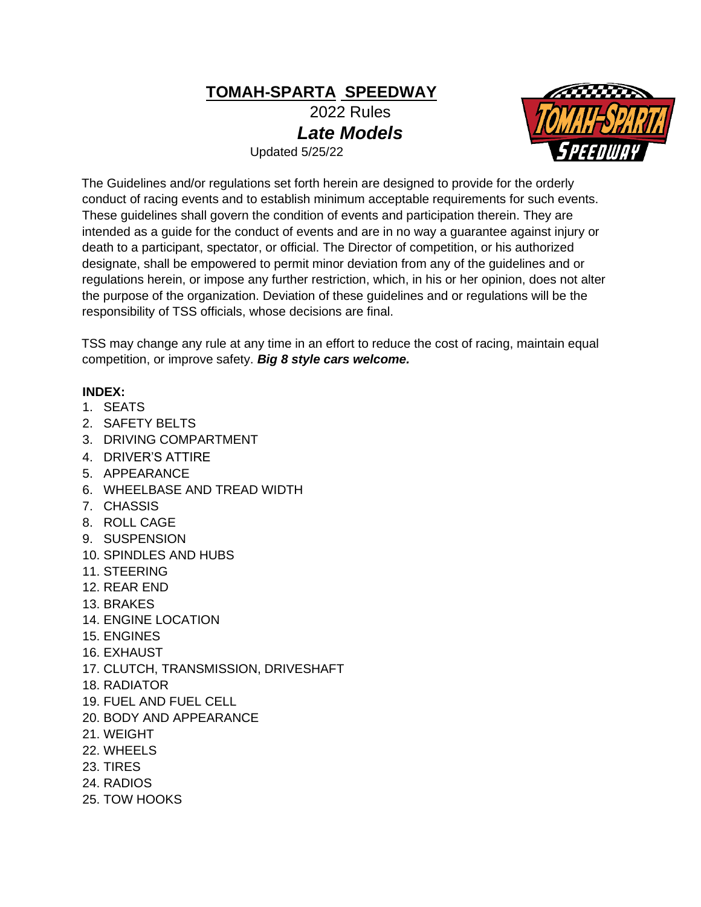# TOMAH-SPARTA SPEEDWAY

## 2022 Rules

## *Late Models*

Updated 5/25/22

The Guidelines and/or regulations set forth herein are designed to provide for the orderly conduct of racing events and to establish minimum acceptable requirements for such events. These guidelines shall govern the condition of events and participation therein. They are intended as a guide for the conduct of events and are in no way a guarantee against injury or death to a participant, spectator, or official. The Director of competition, or his authorized designate, shall be empowered to permit minor deviation from any of the guidelines and or regulations herein, or impose any further restriction, which, in his or her opinion, does not alter the purpose of the organization. Deviation of these guidelines and or regulations will be the responsibility of TSS officials, whose decisions are final.

TSS may change any rule at any time in an effort to reduce the cost of racing, maintain equal competition, or improve safety. ***Big 8 style cars welcome.***

**INDEX:**

1. SEATS
2. SAFETY BELTS
3. DRIVING COMPARTMENT
4. DRIVER'S ATTIRE
5. APPEARANCE
6. WHEELBASE AND TREAD WIDTH
7. CHASSIS
8. ROLL CAGE
9. SUSPENSION
10. SPINDLES AND HUBS
11. STEERING
12. REAR END
13. BRAKES
14. ENGINE LOCATION
15. ENGINES
16. EXHAUST
17. CLUTCH, TRANSMISSION, DRIVESHAFT
18. RADIATOR
19. FUEL AND FUEL CELL
20. BODY AND APPEARANCE
21. WEIGHT
22. WHEELS
23. TIRES
24. RADIOS
25. TOW HOOKS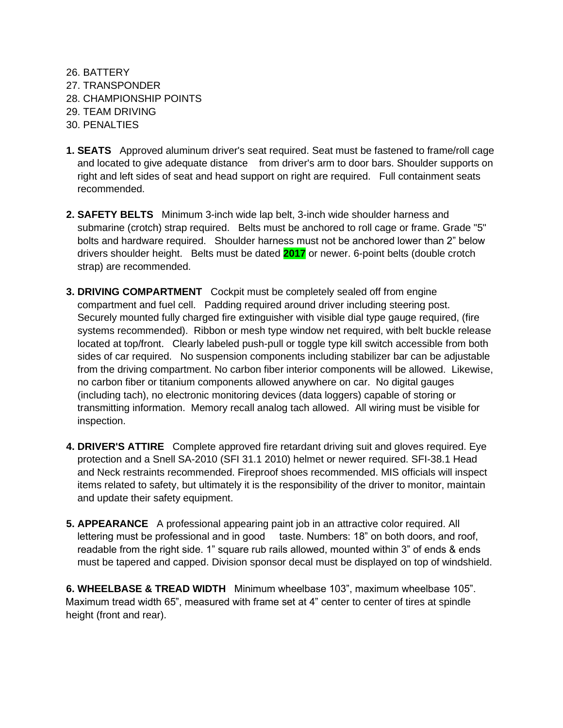26. BATTERY
27. TRANSPONDER
28. CHAMPIONSHIP POINTS
29. TEAM DRIVING
30. PENALTIES

**1. SEATS** Approved aluminum driver's seat required. Seat must be fastened to frame/roll cage and located to give adequate distance from driver's arm to door bars. Shoulder supports on right and left sides of seat and head support on right are required. Full containment seats recommended.

**2. SAFETY BELTS** Minimum 3-inch wide lap belt, 3-inch wide shoulder harness and submarine (crotch) strap required. Belts must be anchored to roll cage or frame. Grade "5" bolts and hardware required. Shoulder harness must not be anchored lower than 2" below drivers shoulder height. Belts must be dated **2017** or newer. 6-point belts (double crotch strap) are recommended.

**3. DRIVING COMPARTMENT** Cockpit must be completely sealed off from engine compartment and fuel cell. Padding required around driver including steering post. Securely mounted fully charged fire extinguisher with visible dial type gauge required, (fire systems recommended). Ribbon or mesh type window net required, with belt buckle release located at top/front. Clearly labeled push-pull or toggle type kill switch accessible from both sides of car required. No suspension components including stabilizer bar can be adjustable from the driving compartment. No carbon fiber interior components will be allowed. Likewise, no carbon fiber or titanium components allowed anywhere on car. No digital gauges (including tach), no electronic monitoring devices (data loggers) capable of storing or transmitting information. Memory recall analog tach allowed. All wiring must be visible for inspection.

**4. DRIVER'S ATTIRE** Complete approved fire retardant driving suit and gloves required. Eye protection and a Snell SA-2010 (SFI 31.1 2010) helmet or newer required. SFI-38.1 Head and Neck restraints recommended. Fireproof shoes recommended. MIS officials will inspect items related to safety, but ultimately it is the responsibility of the driver to monitor, maintain and update their safety equipment.

**5. APPEARANCE** A professional appearing paint job in an attractive color required. All lettering must be professional and in good taste. Numbers: 18" on both doors, and roof, readable from the right side. 1" square rub rails allowed, mounted within 3" of ends & ends must be tapered and capped. Division sponsor decal must be displayed on top of windshield.

**6. WHEELBASE & TREAD WIDTH** Minimum wheelbase 103", maximum wheelbase 105". Maximum tread width 65", measured with frame set at 4" center to center of tires at spindle height (front and rear).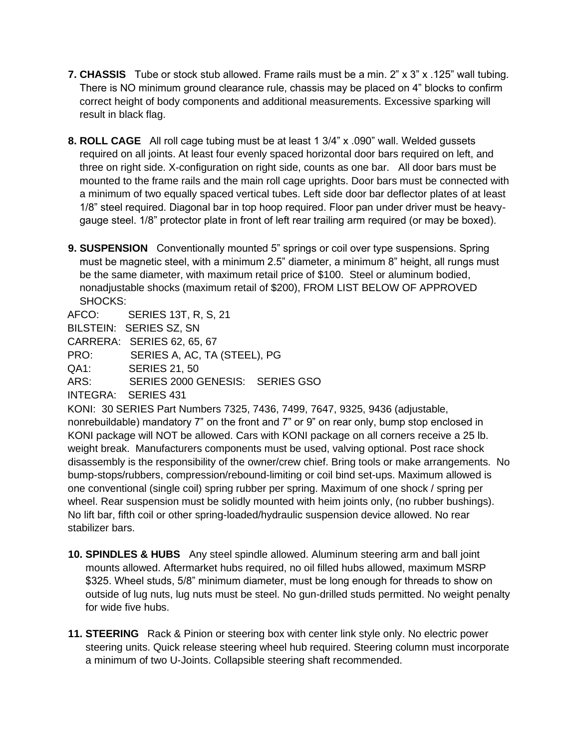7. **CHASSIS** Tube or stock stub allowed. Frame rails must be a min. 2" x 3" x .125" wall tubing. There is NO minimum ground clearance rule, chassis may be placed on 4" blocks to confirm correct height of body components and additional measurements. Excessive sparking will result in black flag.

8. **ROLL CAGE** All roll cage tubing must be at least 1 3/4" x .090" wall. Welded gussets required on all joints. At least four evenly spaced horizontal door bars required on left, and three on right side. X-configuration on right side, counts as one bar. All door bars must be mounted to the frame rails and the main roll cage uprights. Door bars must be connected with a minimum of two equally spaced vertical tubes. Left side door bar deflector plates of at least 1/8" steel required. Diagonal bar in top hoop required. Floor pan under driver must be heavy-gauge steel. 1/8" protector plate in front of left rear trailing arm required (or may be boxed).

9. **SUSPENSION** Conventionally mounted 5" springs or coil over type suspensions. Spring must be magnetic steel, with a minimum 2.5" diameter, a minimum 8" height, all rungs must be the same diameter, with maximum retail price of $100. Steel or aluminum bodied, nonadjustable shocks (maximum retail of $200), FROM LIST BELOW OF APPROVED SHOCKS:

AFCO: SERIES 13T, R, S, 21
BILSTEIN: SERIES SZ, SN
CARRERA: SERIES 62, 65, 67
PRO: SERIES A, AC, TA (STEEL), PG
QA1: SERIES 21, 50
ARS: SERIES 2000 GENESIS: SERIES GSO
INTEGRA: SERIES 431

KONI: 30 SERIES Part Numbers 7325, 7436, 7499, 7647, 9325, 9436 (adjustable, nonrebuildable) mandatory 7" on the front and 7" or 9" on rear only, bump stop enclosed in KONI package will NOT be allowed. Cars with KONI package on all corners receive a 25 lb. weight break. Manufacturers components must be used, valving optional. Post race shock disassembly is the responsibility of the owner/crew chief. Bring tools or make arrangements. No bump-stops/rubbers, compression/rebound-limiting or coil bind set-ups. Maximum allowed is one conventional (single coil) spring rubber per spring. Maximum of one shock / spring per wheel. Rear suspension must be solidly mounted with heim joints only, (no rubber bushings). No lift bar, fifth coil or other spring-loaded/hydraulic suspension device allowed. No rear stabilizer bars.

10. **SPINDLES & HUBS** Any steel spindle allowed. Aluminum steering arm and ball joint mounts allowed. Aftermarket hubs required, no oil filled hubs allowed, maximum MSRP $325. Wheel studs, 5/8" minimum diameter, must be long enough for threads to show on outside of lug nuts, lug nuts must be steel. No gun-drilled studs permitted. No weight penalty for wide five hubs.

11. **STEERING** Rack & Pinion or steering box with center link style only. No electric power steering units. Quick release steering wheel hub required. Steering column must incorporate a minimum of two U-Joints. Collapsible steering shaft recommended.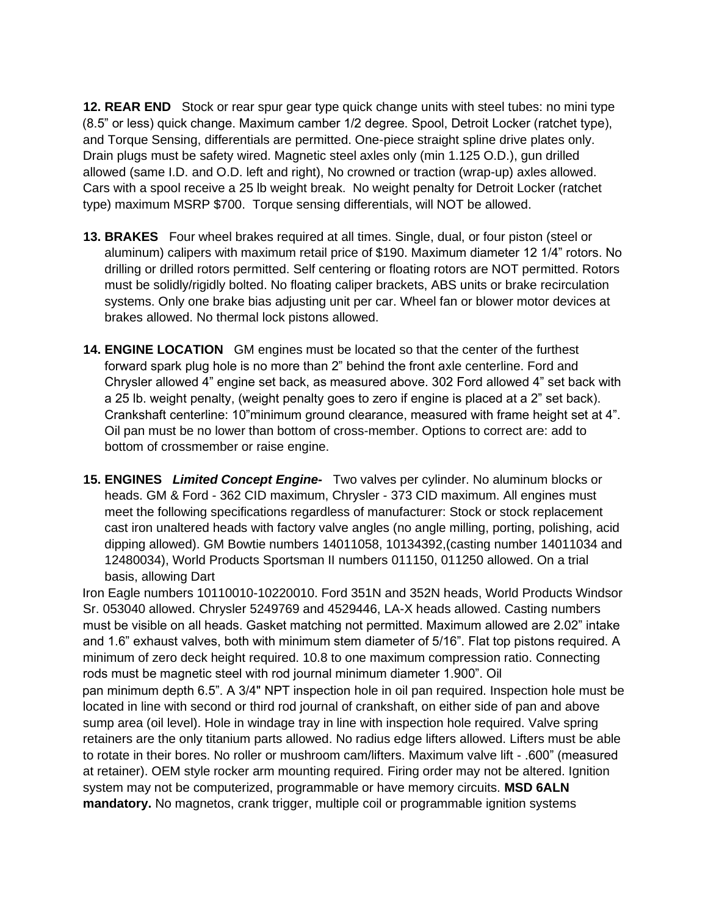**12. REAR END** Stock or rear spur gear type quick change units with steel tubes: no mini type (8.5" or less) quick change. Maximum camber 1/2 degree. Spool, Detroit Locker (ratchet type), and Torque Sensing, differentials are permitted. One-piece straight spline drive plates only. Drain plugs must be safety wired. Magnetic steel axles only (min 1.125 O.D.), gun drilled allowed (same I.D. and O.D. left and right), No crowned or traction (wrap-up) axles allowed. Cars with a spool receive a 25 lb weight break. No weight penalty for Detroit Locker (ratchet type) maximum MSRP $700. Torque sensing differentials, will NOT be allowed.

**13. BRAKES** Four wheel brakes required at all times. Single, dual, or four piston (steel or aluminum) calipers with maximum retail price of $190. Maximum diameter 12 1/4" rotors. No drilling or drilled rotors permitted. Self centering or floating rotors are NOT permitted. Rotors must be solidly/rigidly bolted. No floating caliper brackets, ABS units or brake recirculation systems. Only one brake bias adjusting unit per car. Wheel fan or blower motor devices at brakes allowed. No thermal lock pistons allowed.

**14. ENGINE LOCATION** GM engines must be located so that the center of the furthest forward spark plug hole is no more than 2" behind the front axle centerline. Ford and Chrysler allowed 4" engine set back, as measured above. 302 Ford allowed 4" set back with a 25 lb. weight penalty, (weight penalty goes to zero if engine is placed at a 2" set back). Crankshaft centerline: 10"minimum ground clearance, measured with frame height set at 4". Oil pan must be no lower than bottom of cross-member. Options to correct are: add to bottom of crossmember or raise engine.

**15. ENGINES** ***Limited Concept Engine-*** Two valves per cylinder. No aluminum blocks or heads. GM & Ford - 362 CID maximum, Chrysler - 373 CID maximum. All engines must meet the following specifications regardless of manufacturer: Stock or stock replacement cast iron unaltered heads with factory valve angles (no angle milling, porting, polishing, acid dipping allowed). GM Bowtie numbers 14011058, 10134392,(casting number 14011034 and 12480034), World Products Sportsman II numbers 011150, 011250 allowed. On a trial basis, allowing Dart Iron Eagle numbers 10110010-10220010. Ford 351N and 352N heads, World Products Windsor Sr. 053040 allowed. Chrysler 5249769 and 4529446, LA-X heads allowed. Casting numbers must be visible on all heads. Gasket matching not permitted. Maximum allowed are 2.02" intake and 1.6" exhaust valves, both with minimum stem diameter of 5/16". Flat top pistons required. A minimum of zero deck height required. 10.8 to one maximum compression ratio. Connecting rods must be magnetic steel with rod journal minimum diameter 1.900". Oil pan minimum depth 6.5". A 3/4" NPT inspection hole in oil pan required. Inspection hole must be located in line with second or third rod journal of crankshaft, on either side of pan and above sump area (oil level). Hole in windage tray in line with inspection hole required. Valve spring retainers are the only titanium parts allowed. No radius edge lifters allowed. Lifters must be able to rotate in their bores. No roller or mushroom cam/lifters. Maximum valve lift - .600" (measured at retainer). OEM style rocker arm mounting required. Firing order may not be altered. Ignition system may not be computerized, programmable or have memory circuits. **MSD 6ALN mandatory.** No magnetos, crank trigger, multiple coil or programmable ignition systems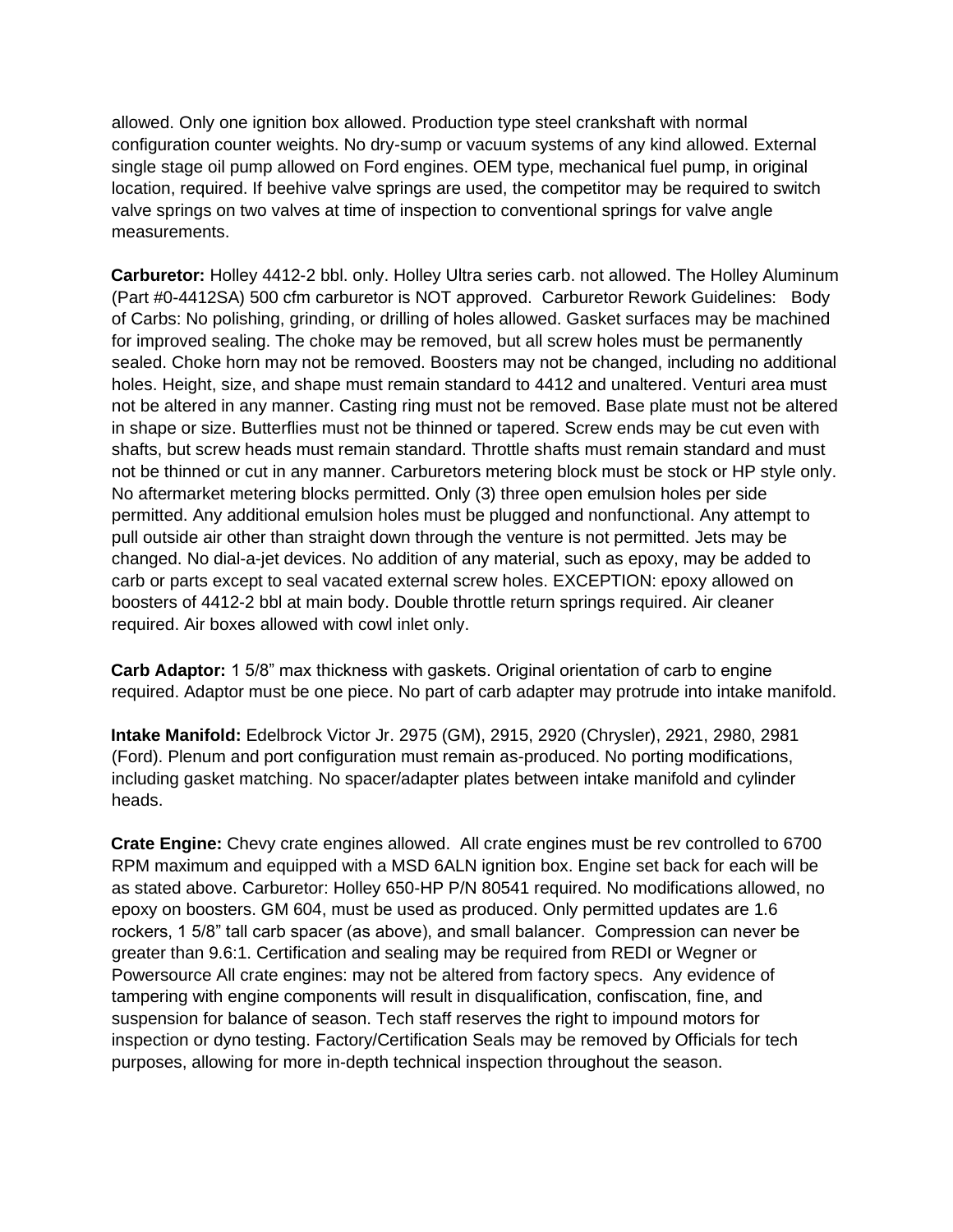allowed. Only one ignition box allowed. Production type steel crankshaft with normal configuration counter weights. No dry-sump or vacuum systems of any kind allowed. External single stage oil pump allowed on Ford engines. OEM type, mechanical fuel pump, in original location, required. If beehive valve springs are used, the competitor may be required to switch valve springs on two valves at time of inspection to conventional springs for valve angle measurements.

**Carburetor:** Holley 4412-2 bbl. only. Holley Ultra series carb. not allowed. The Holley Aluminum (Part #0-4412SA) 500 cfm carburetor is NOT approved. Carburetor Rework Guidelines: Body of Carbs: No polishing, grinding, or drilling of holes allowed. Gasket surfaces may be machined for improved sealing. The choke may be removed, but all screw holes must be permanently sealed. Choke horn may not be removed. Boosters may not be changed, including no additional holes. Height, size, and shape must remain standard to 4412 and unaltered. Venturi area must not be altered in any manner. Casting ring must not be removed. Base plate must not be altered in shape or size. Butterflies must not be thinned or tapered. Screw ends may be cut even with shafts, but screw heads must remain standard. Throttle shafts must remain standard and must not be thinned or cut in any manner. Carburetors metering block must be stock or HP style only. No aftermarket metering blocks permitted. Only (3) three open emulsion holes per side permitted. Any additional emulsion holes must be plugged and nonfunctional. Any attempt to pull outside air other than straight down through the venture is not permitted. Jets may be changed. No dial-a-jet devices. No addition of any material, such as epoxy, may be added to carb or parts except to seal vacated external screw holes. EXCEPTION: epoxy allowed on boosters of 4412-2 bbl at main body. Double throttle return springs required. Air cleaner required. Air boxes allowed with cowl inlet only.

**Carb Adaptor:** 1 5/8” max thickness with gaskets. Original orientation of carb to engine required. Adaptor must be one piece. No part of carb adapter may protrude into intake manifold.

**Intake Manifold:** Edelbrock Victor Jr. 2975 (GM), 2915, 2920 (Chrysler), 2921, 2980, 2981 (Ford). Plenum and port configuration must remain as-produced. No porting modifications, including gasket matching. No spacer/adapter plates between intake manifold and cylinder heads.

**Crate Engine:** Chevy crate engines allowed. All crate engines must be rev controlled to 6700 RPM maximum and equipped with a MSD 6ALN ignition box. Engine set back for each will be as stated above. Carburetor: Holley 650-HP P/N 80541 required. No modifications allowed, no epoxy on boosters. GM 604, must be used as produced. Only permitted updates are 1.6 rockers, 1 5/8” tall carb spacer (as above), and small balancer. Compression can never be greater than 9.6:1. Certification and sealing may be required from REDI or Wegner or Powersource All crate engines: may not be altered from factory specs. Any evidence of tampering with engine components will result in disqualification, confiscation, fine, and suspension for balance of season. Tech staff reserves the right to impound motors for inspection or dyno testing. Factory/Certification Seals may be removed by Officials for tech purposes, allowing for more in-depth technical inspection throughout the season.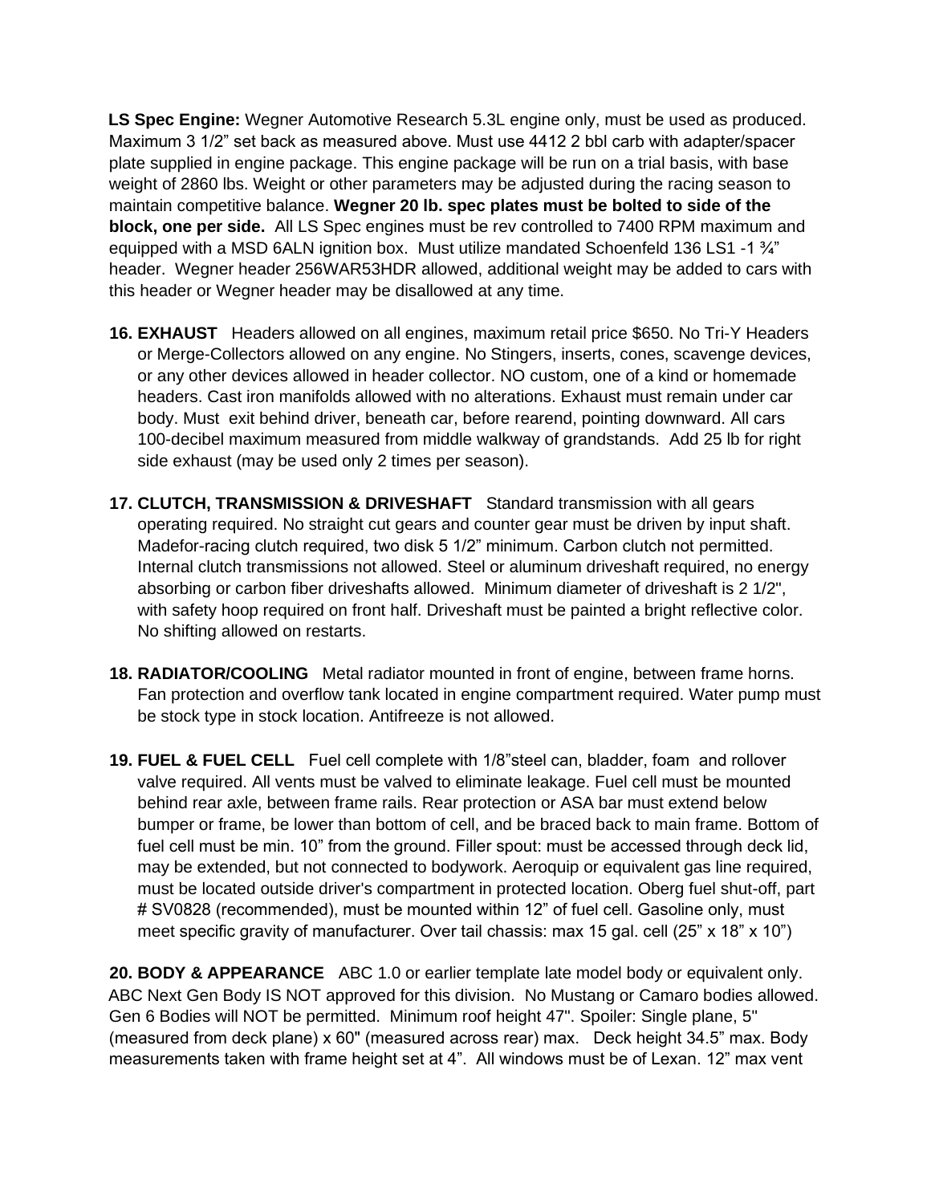**LS Spec Engine:** Wegner Automotive Research 5.3L engine only, must be used as produced. Maximum 3 1/2" set back as measured above. Must use 4412 2 bbl carb with adapter/spacer plate supplied in engine package. This engine package will be run on a trial basis, with base weight of 2860 lbs. Weight or other parameters may be adjusted during the racing season to maintain competitive balance. **Wegner 20 lb. spec plates must be bolted to side of the block, one per side.** All LS Spec engines must be rev controlled to 7400 RPM maximum and equipped with a MSD 6ALN ignition box. Must utilize mandated Schoenfeld 136 LS1 -1 ¾" header. Wegner header 256WAR53HDR allowed, additional weight may be added to cars with this header or Wegner header may be disallowed at any time.

**16. EXHAUST** Headers allowed on all engines, maximum retail price $650. No Tri-Y Headers or Merge-Collectors allowed on any engine. No Stingers, inserts, cones, scavenge devices, or any other devices allowed in header collector. NO custom, one of a kind or homemade headers. Cast iron manifolds allowed with no alterations. Exhaust must remain under car body. Must exit behind driver, beneath car, before rearend, pointing downward. All cars 100-decibel maximum measured from middle walkway of grandstands. Add 25 lb for right side exhaust (may be used only 2 times per season).

**17. CLUTCH, TRANSMISSION & DRIVESHAFT** Standard transmission with all gears operating required. No straight cut gears and counter gear must be driven by input shaft. Madefor-racing clutch required, two disk 5 1/2" minimum. Carbon clutch not permitted. Internal clutch transmissions not allowed. Steel or aluminum driveshaft required, no energy absorbing or carbon fiber driveshafts allowed. Minimum diameter of driveshaft is 2 1/2", with safety hoop required on front half. Driveshaft must be painted a bright reflective color. No shifting allowed on restarts.

**18. RADIATOR/COOLING** Metal radiator mounted in front of engine, between frame horns. Fan protection and overflow tank located in engine compartment required. Water pump must be stock type in stock location. Antifreeze is not allowed.

**19. FUEL & FUEL CELL** Fuel cell complete with 1/8"steel can, bladder, foam and rollover valve required. All vents must be valved to eliminate leakage. Fuel cell must be mounted behind rear axle, between frame rails. Rear protection or ASA bar must extend below bumper or frame, be lower than bottom of cell, and be braced back to main frame. Bottom of fuel cell must be min. 10" from the ground. Filler spout: must be accessed through deck lid, may be extended, but not connected to bodywork. Aeroquip or equivalent gas line required, must be located outside driver's compartment in protected location. Oberg fuel shut-off, part # SV0828 (recommended), must be mounted within 12" of fuel cell. Gasoline only, must meet specific gravity of manufacturer. Over tail chassis: max 15 gal. cell (25" x 18" x 10")

**20. BODY & APPEARANCE** ABC 1.0 or earlier template late model body or equivalent only. ABC Next Gen Body IS NOT approved for this division. No Mustang or Camaro bodies allowed. Gen 6 Bodies will NOT be permitted. Minimum roof height 47". Spoiler: Single plane, 5" (measured from deck plane) x 60" (measured across rear) max. Deck height 34.5" max. Body measurements taken with frame height set at 4". All windows must be of Lexan. 12" max vent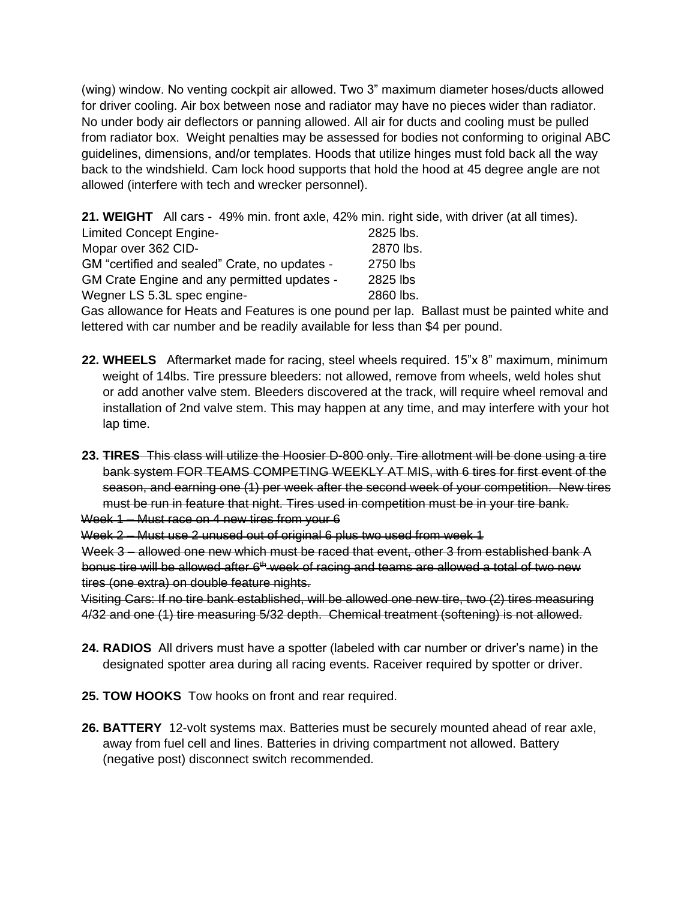(wing) window. No venting cockpit air allowed. Two 3" maximum diameter hoses/ducts allowed for driver cooling. Air box between nose and radiator may have no pieces wider than radiator. No under body air deflectors or panning allowed. All air for ducts and cooling must be pulled from radiator box. Weight penalties may be assessed for bodies not conforming to original ABC guidelines, dimensions, and/or templates. Hoods that utilize hinges must fold back all the way back to the windshield. Cam lock hood supports that hold the hood at 45 degree angle are not allowed (interfere with tech and wrecker personnel).

**21. WEIGHT** All cars - 49% min. front axle, 42% min. right side, with driver (at all times).

| | |
|---|---|
| Limited Concept Engine- | 2825 lbs. |
| Mopar over 362 CID- | 2870 lbs. |
| GM "certified and sealed" Crate, no updates - | 2750 lbs |
| GM Crate Engine and any permitted updates - | 2825 lbs |
| Wegner LS 5.3L spec engine- | 2860 lbs. |

Gas allowance for Heats and Features is one pound per lap. Ballast must be painted white and lettered with car number and be readily available for less than $4 per pound.

**22. WHEELS** Aftermarket made for racing, steel wheels required. 15"x 8" maximum, minimum weight of 14lbs. Tire pressure bleeders: not allowed, remove from wheels, weld holes shut or add another valve stem. Bleeders discovered at the track, will require wheel removal and installation of 2nd valve stem. This may happen at any time, and may interfere with your hot lap time.

**23.** ~~**TIRES** This class will utilize the Hoosier D-800 only. Tire allotment will be done using a tire bank system FOR TEAMS COMPETING WEEKLY AT MIS, with 6 tires for first event of the season, and earning one (1) per week after the second week of your competition. New tires must be run in feature that night. Tires used in competition must be in your tire bank.~~

~~Week 1 – Must race on 4 new tires from your 6~~

~~Week 2 – Must use 2 unused out of original 6 plus two used from week 1~~

~~Week 3 – allowed one new which must be raced that event, other 3 from established bank A bonus tire will be allowed after 6th week of racing and teams are allowed a total of two new tires (one extra) on double feature nights.~~

~~Visiting Cars: If no tire bank established, will be allowed one new tire, two (2) tires measuring 4/32 and one (1) tire measuring 5/32 depth. Chemical treatment (softening) is not allowed.~~

**24. RADIOS** All drivers must have a spotter (labeled with car number or driver's name) in the designated spotter area during all racing events. Raceiver required by spotter or driver.

**25. TOW HOOKS** Tow hooks on front and rear required.

**26. BATTERY** 12-volt systems max. Batteries must be securely mounted ahead of rear axle, away from fuel cell and lines. Batteries in driving compartment not allowed. Battery (negative post) disconnect switch recommended.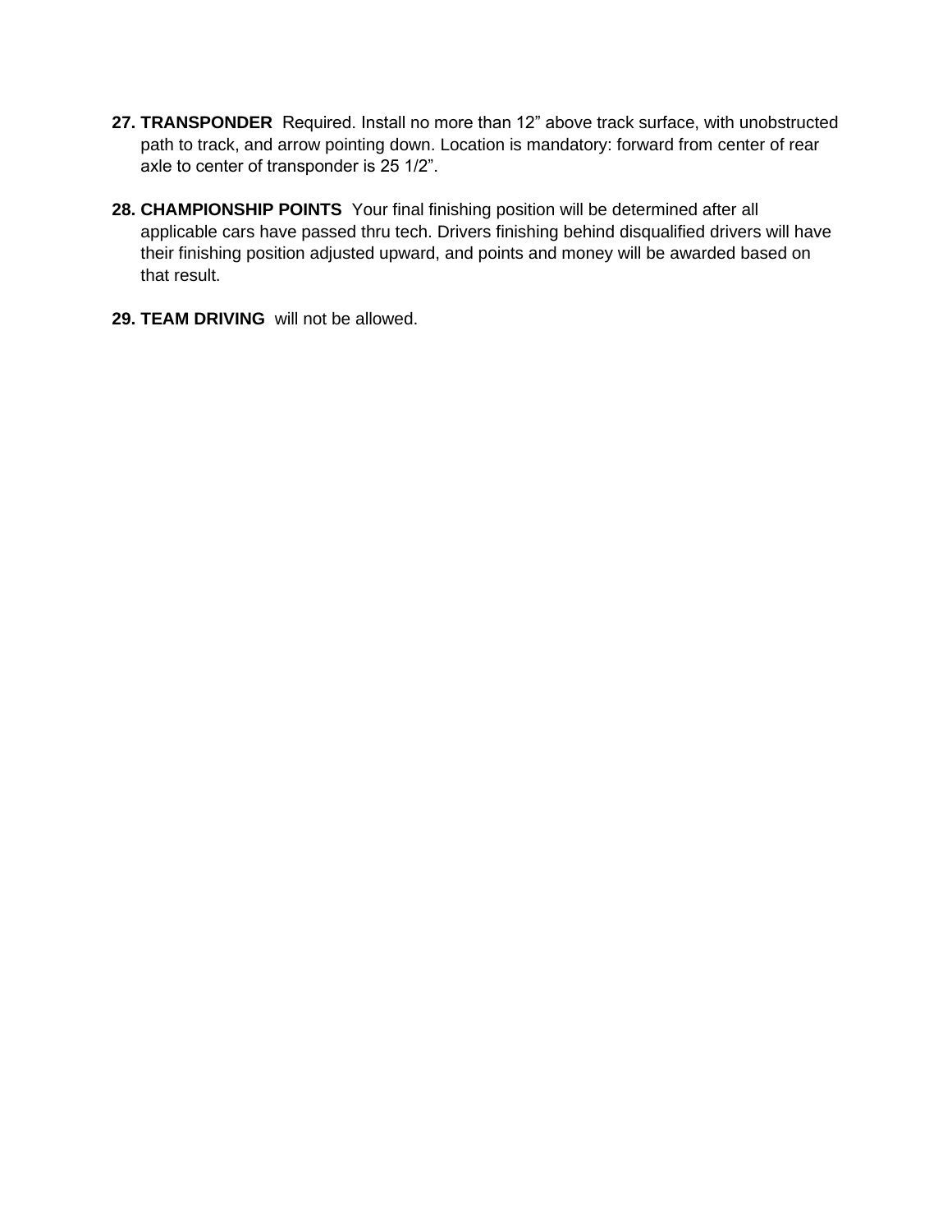27. **TRANSPONDER** Required. Install no more than 12” above track surface, with unobstructed path to track, and arrow pointing down. Location is mandatory: forward from center of rear axle to center of transponder is 25 1/2”.

28. **CHAMPIONSHIP POINTS** Your final finishing position will be determined after all applicable cars have passed thru tech. Drivers finishing behind disqualified drivers will have their finishing position adjusted upward, and points and money will be awarded based on that result.

29. **TEAM DRIVING** will not be allowed.